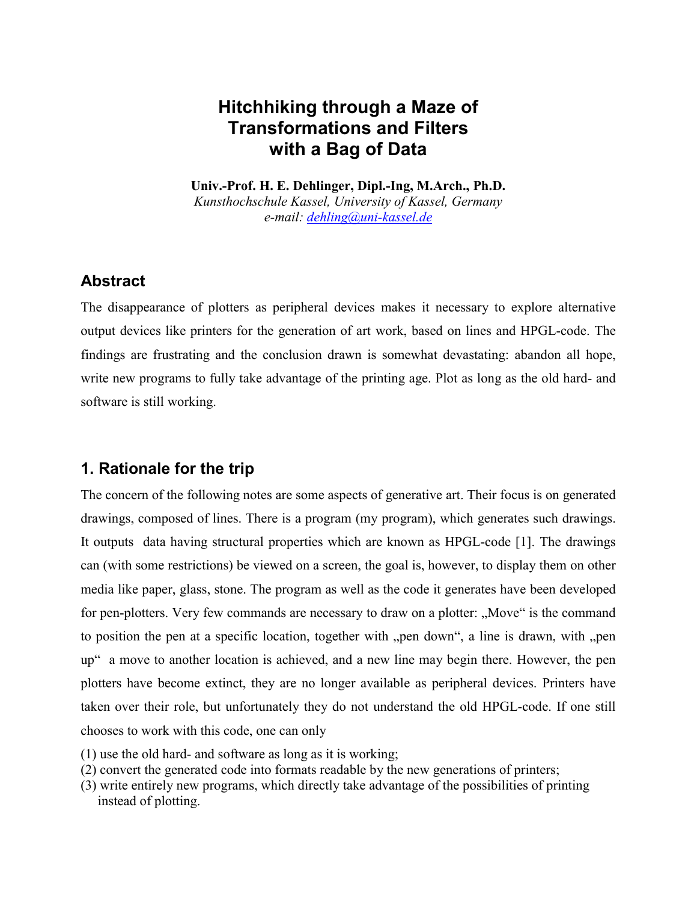# Hitchhiking through a Maze of Transformations and Filters with a Bag of Data

**Univ.-Prof. H. E. Dehlinger, Dipl.-Ing, M.Arch., Ph.D.**
*Kunsthochschule Kassel, University of Kassel, Germany*
*e-mail: dehling@uni-kassel.de*

## Abstract

The disappearance of plotters as peripheral devices makes it necessary to explore alternative output devices like printers for the generation of art work, based on lines and HPGL-code. The findings are frustrating and the conclusion drawn is somewhat devastating: abandon all hope, write new programs to fully take advantage of the printing age. Plot as long as the old hard- and software is still working.

## 1. Rationale for the trip

The concern of the following notes are some aspects of generative art. Their focus is on generated drawings, composed of lines. There is a program (my program), which generates such drawings. It outputs data having structural properties which are known as HPGL-code [1]. The drawings can (with some restrictions) be viewed on a screen, the goal is, however, to display them on other media like paper, glass, stone. The program as well as the code it generates have been developed for pen-plotters. Very few commands are necessary to draw on a plotter: „Move“ is the command to position the pen at a specific location, together with „pen down“, a line is drawn, with „pen up“ a move to another location is achieved, and a new line may begin there. However, the pen plotters have become extinct, they are no longer available as peripheral devices. Printers have taken over their role, but unfortunately they do not understand the old HPGL-code. If one still chooses to work with this code, one can only

(1) use the old hard- and software as long as it is working;
(2) convert the generated code into formats readable by the new generations of printers;
(3) write entirely new programs, which directly take advantage of the possibilities of printing instead of plotting.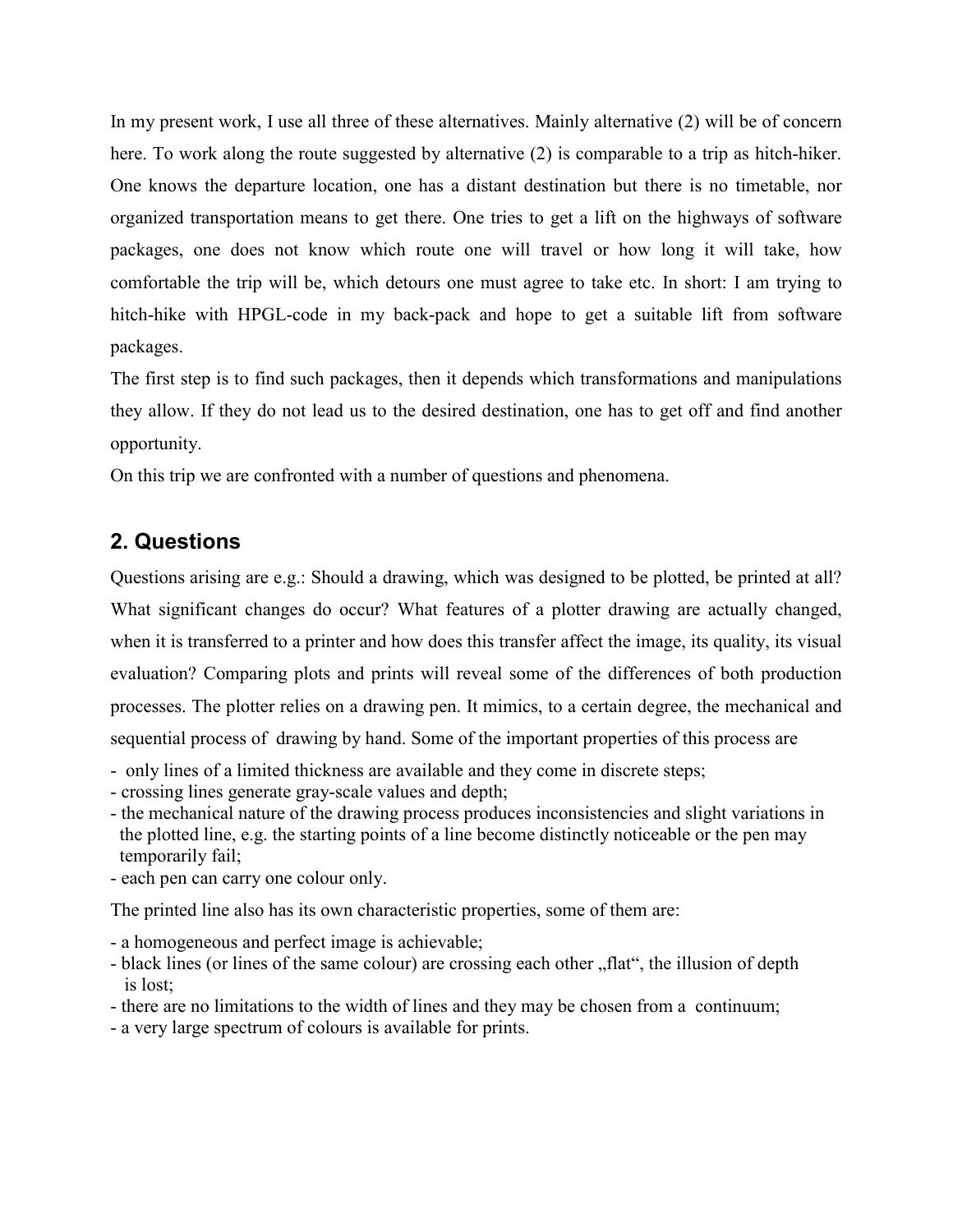In my present work, I use all three of these alternatives. Mainly alternative (2) will be of concern here. To work along the route suggested by alternative (2) is comparable to a trip as hitch-hiker. One knows the departure location, one has a distant destination but there is no timetable, nor organized transportation means to get there. One tries to get a lift on the highways of software packages, one does not know which route one will travel or how long it will take, how comfortable the trip will be, which detours one must agree to take etc. In short: I am trying to hitch-hike with HPGL-code in my back-pack and hope to get a suitable lift from software packages.

The first step is to find such packages, then it depends which transformations and manipulations they allow. If they do not lead us to the desired destination, one has to get off and find another opportunity.

On this trip we are confronted with a number of questions and phenomena.

## 2. Questions

Questions arising are e.g.: Should a drawing, which was designed to be plotted, be printed at all? What significant changes do occur? What features of a plotter drawing are actually changed, when it is transferred to a printer and how does this transfer affect the image, its quality, its visual evaluation? Comparing plots and prints will reveal some of the differences of both production processes. The plotter relies on a drawing pen. It mimics, to a certain degree, the mechanical and sequential process of drawing by hand. Some of the important properties of this process are

- only lines of a limited thickness are available and they come in discrete steps;
- crossing lines generate gray-scale values and depth;
- the mechanical nature of the drawing process produces inconsistencies and slight variations in the plotted line, e.g. the starting points of a line become distinctly noticeable or the pen may temporarily fail;
- each pen can carry one colour only.

The printed line also has its own characteristic properties, some of them are:

- a homogeneous and perfect image is achievable;
- black lines (or lines of the same colour) are crossing each other „flat“, the illusion of depth is lost;
- there are no limitations to the width of lines and they may be chosen from a continuum;
- a very large spectrum of colours is available for prints.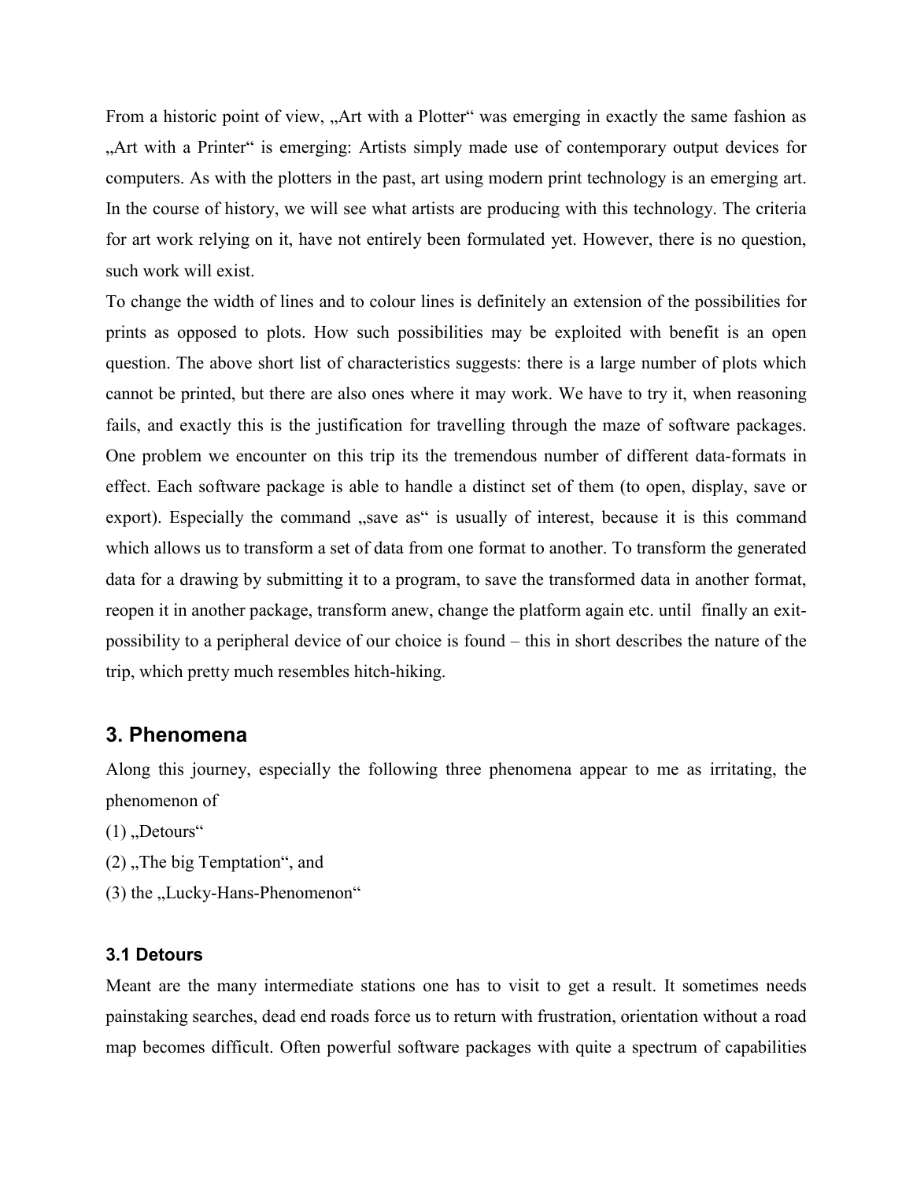From a historic point of view, „Art with a Plotter“ was emerging in exactly the same fashion as „Art with a Printer“ is emerging: Artists simply made use of contemporary output devices for computers. As with the plotters in the past, art using modern print technology is an emerging art. In the course of history, we will see what artists are producing with this technology. The criteria for art work relying on it, have not entirely been formulated yet. However, there is no question, such work will exist.

To change the width of lines and to colour lines is definitely an extension of the possibilities for prints as opposed to plots. How such possibilities may be exploited with benefit is an open question. The above short list of characteristics suggests: there is a large number of plots which cannot be printed, but there are also ones where it may work. We have to try it, when reasoning fails, and exactly this is the justification for travelling through the maze of software packages. One problem we encounter on this trip its the tremendous number of different data-formats in effect. Each software package is able to handle a distinct set of them (to open, display, save or export). Especially the command „save as“ is usually of interest, because it is this command which allows us to transform a set of data from one format to another. To transform the generated data for a drawing by submitting it to a program, to save the transformed data in another format, reopen it in another package, transform anew, change the platform again etc. until finally an exit-possibility to a peripheral device of our choice is found – this in short describes the nature of the trip, which pretty much resembles hitch-hiking.

## 3. Phenomena

Along this journey, especially the following three phenomena appear to me as irritating, the phenomenon of

(1) „Detours“

(2) „The big Temptation“, and

(3) the „Lucky-Hans-Phenomenon“

### 3.1 Detours

Meant are the many intermediate stations one has to visit to get a result. It sometimes needs painstaking searches, dead end roads force us to return with frustration, orientation without a road map becomes difficult. Often powerful software packages with quite a spectrum of capabilities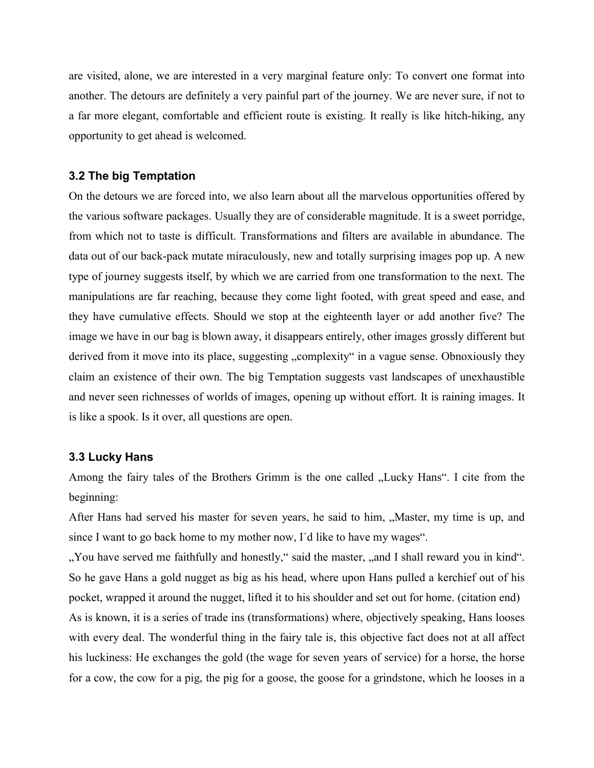are visited, alone, we are interested in a very marginal feature only: To convert one format into another. The detours are definitely a very painful part of the journey. We are never sure, if not to a far more elegant, comfortable and efficient route is existing. It really is like hitch-hiking, any opportunity to get ahead is welcomed.

### 3.2 The big Temptation

On the detours we are forced into, we also learn about all the marvelous opportunities offered by the various software packages. Usually they are of considerable magnitude. It is a sweet porridge, from which not to taste is difficult. Transformations and filters are available in abundance. The data out of our back-pack mutate miraculously, new and totally surprising images pop up. A new type of journey suggests itself, by which we are carried from one transformation to the next. The manipulations are far reaching, because they come light footed, with great speed and ease, and they have cumulative effects. Should we stop at the eighteenth layer or add another five? The image we have in our bag is blown away, it disappears entirely, other images grossly different but derived from it move into its place, suggesting „complexity“ in a vague sense. Obnoxiously they claim an existence of their own. The big Temptation suggests vast landscapes of unexhaustible and never seen richnesses of worlds of images, opening up without effort. It is raining images. It is like a spook. Is it over, all questions are open.

### 3.3 Lucky Hans

Among the fairy tales of the Brothers Grimm is the one called „Lucky Hans“. I cite from the beginning:

After Hans had served his master for seven years, he said to him, „Master, my time is up, and since I want to go back home to my mother now, I´d like to have my wages“.

„You have served me faithfully and honestly,“ said the master, „and I shall reward you in kind“. So he gave Hans a gold nugget as big as his head, where upon Hans pulled a kerchief out of his pocket, wrapped it around the nugget, lifted it to his shoulder and set out for home. (citation end)

As is known, it is a series of trade ins (transformations) where, objectively speaking, Hans looses with every deal. The wonderful thing in the fairy tale is, this objective fact does not at all affect his luckiness: He exchanges the gold (the wage for seven years of service) for a horse, the horse for a cow, the cow for a pig, the pig for a goose, the goose for a grindstone, which he looses in a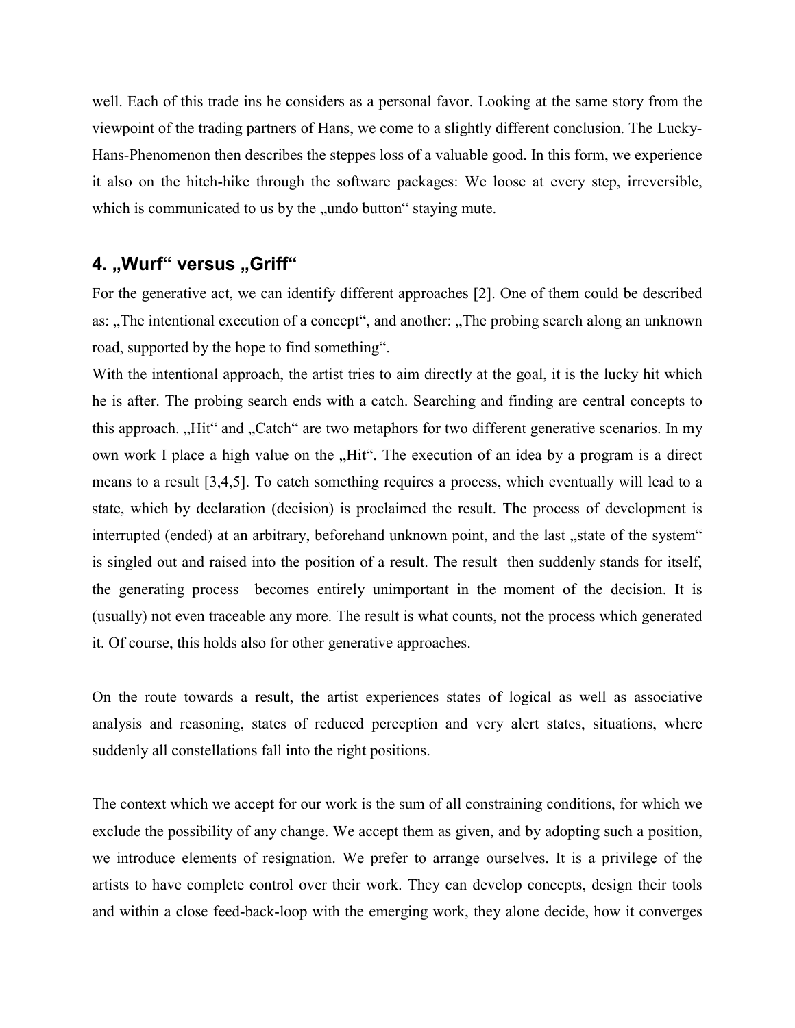well. Each of this trade ins he considers as a personal favor. Looking at the same story from the viewpoint of the trading partners of Hans, we come to a slightly different conclusion. The Lucky-Hans-Phenomenon then describes the steppes loss of a valuable good. In this form, we experience it also on the hitch-hike through the software packages: We loose at every step, irreversible, which is communicated to us by the „undo button" staying mute.

## 4. „Wurf" versus „Griff"

For the generative act, we can identify different approaches [2]. One of them could be described as: „The intentional execution of a concept", and another: „The probing search along an unknown road, supported by the hope to find something".

With the intentional approach, the artist tries to aim directly at the goal, it is the lucky hit which he is after. The probing search ends with a catch. Searching and finding are central concepts to this approach. „Hit" and „Catch" are two metaphors for two different generative scenarios. In my own work I place a high value on the „Hit". The execution of an idea by a program is a direct means to a result [3,4,5]. To catch something requires a process, which eventually will lead to a state, which by declaration (decision) is proclaimed the result. The process of development is interrupted (ended) at an arbitrary, beforehand unknown point, and the last „state of the system" is singled out and raised into the position of a result. The result then suddenly stands for itself, the generating process becomes entirely unimportant in the moment of the decision. It is (usually) not even traceable any more. The result is what counts, not the process which generated it. Of course, this holds also for other generative approaches.

On the route towards a result, the artist experiences states of logical as well as associative analysis and reasoning, states of reduced perception and very alert states, situations, where suddenly all constellations fall into the right positions.

The context which we accept for our work is the sum of all constraining conditions, for which we exclude the possibility of any change. We accept them as given, and by adopting such a position, we introduce elements of resignation. We prefer to arrange ourselves. It is a privilege of the artists to have complete control over their work. They can develop concepts, design their tools and within a close feed-back-loop with the emerging work, they alone decide, how it converges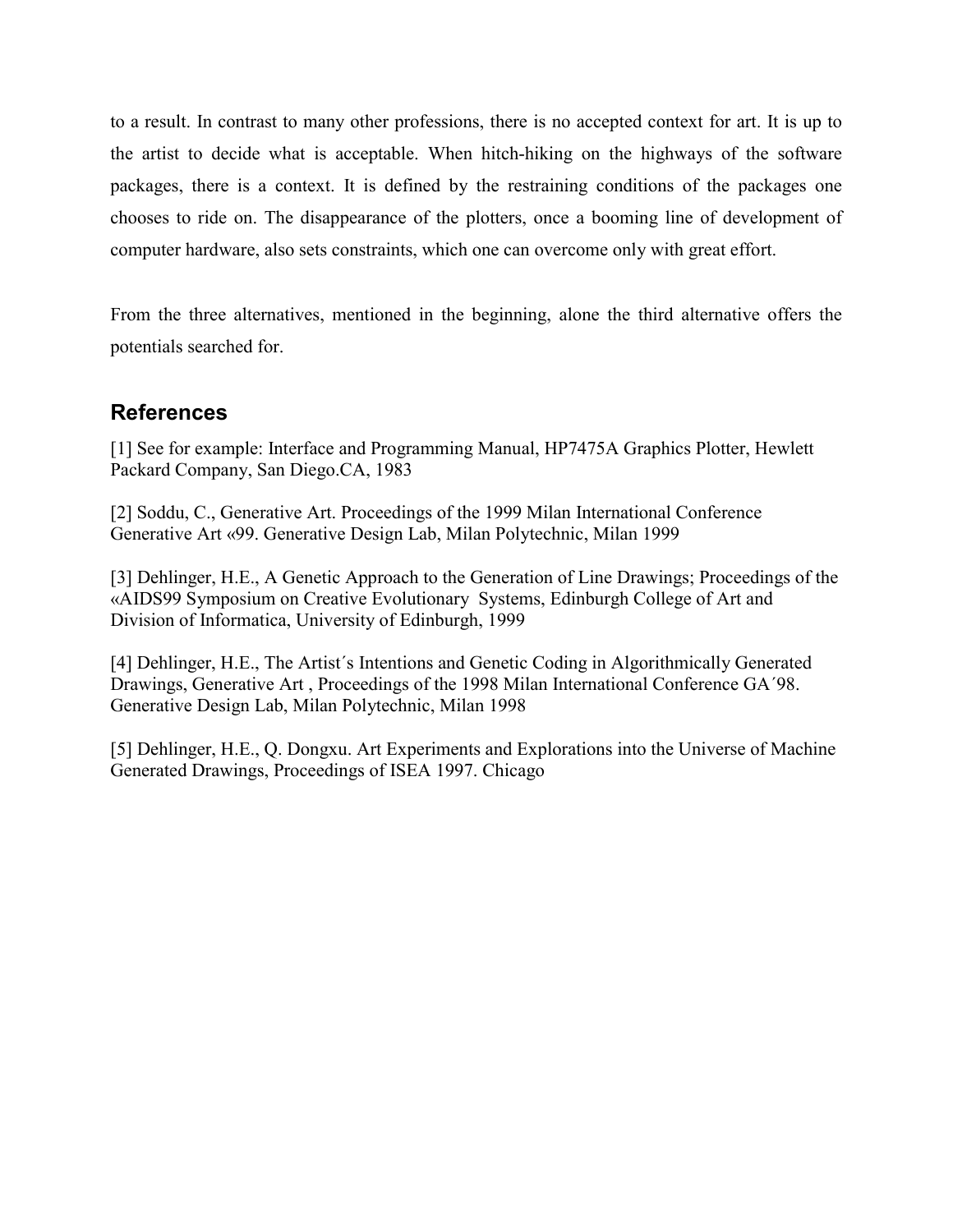to a result. In contrast to many other professions, there is no accepted context for art. It is up to the artist to decide what is acceptable. When hitch-hiking on the highways of the software packages, there is a context. It is defined by the restraining conditions of the packages one chooses to ride on. The disappearance of the plotters, once a booming line of development of computer hardware, also sets constraints, which one can overcome only with great effort.

From the three alternatives, mentioned in the beginning, alone the third alternative offers the potentials searched for.

## References

[1] See for example: Interface and Programming Manual, HP7475A Graphics Plotter, Hewlett Packard Company, San Diego.CA, 1983

[2] Soddu, C., Generative Art. Proceedings of the 1999 Milan International Conference Generative Art «99. Generative Design Lab, Milan Polytechnic, Milan 1999

[3] Dehlinger, H.E., A Genetic Approach to the Generation of Line Drawings; Proceedings of the «AIDS99 Symposium on Creative Evolutionary Systems, Edinburgh College of Art and Division of Informatica, University of Edinburgh, 1999

[4] Dehlinger, H.E., The Artist´s Intentions and Genetic Coding in Algorithmically Generated Drawings, Generative Art , Proceedings of the 1998 Milan International Conference GA´98. Generative Design Lab, Milan Polytechnic, Milan 1998

[5] Dehlinger, H.E., Q. Dongxu. Art Experiments and Explorations into the Universe of Machine Generated Drawings, Proceedings of ISEA 1997. Chicago